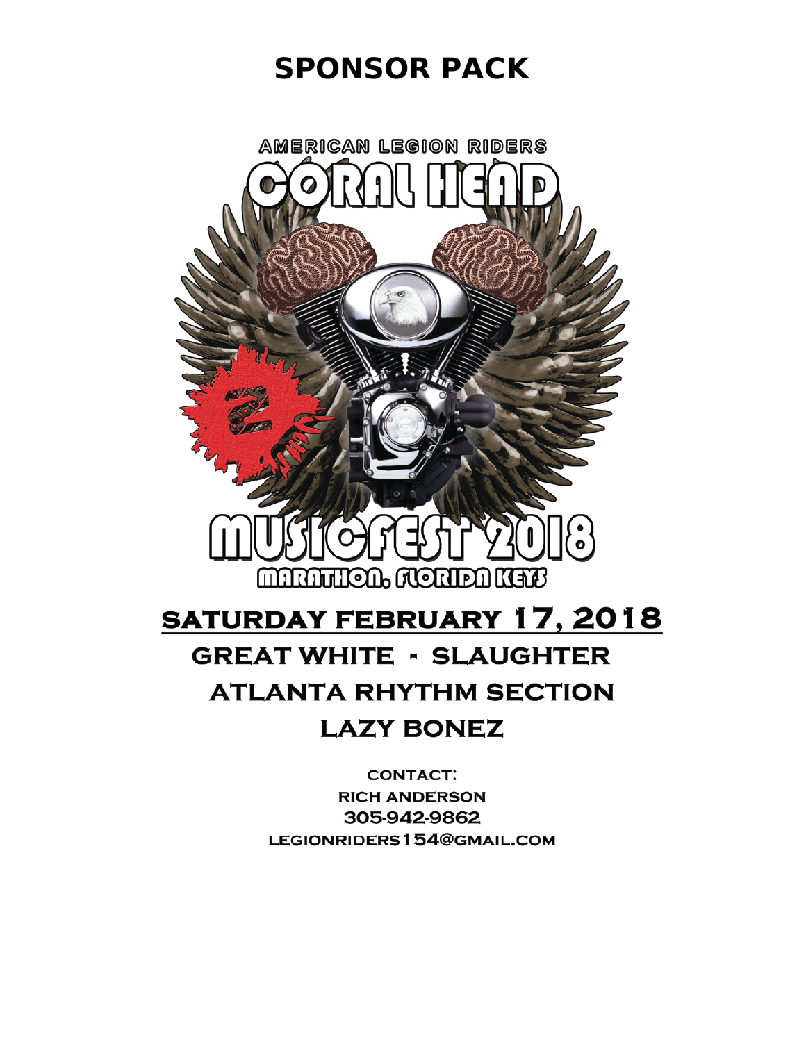# SPONSOR PACK

AMERICAN LEGION RIDERS

CORAL HEAD

MUSICFEST 2018

MARATHON, FLORIDA KEYS

## SATURDAY FEBRUARY 17, 2018

## GREAT WHITE - SLAUGHTER

## ATLANTA RHYTHM SECTION

## LAZY BONEZ

CONTACT:

RICH ANDERSON

305-942-9862

LEGIONRIDERS154@GMAIL.COM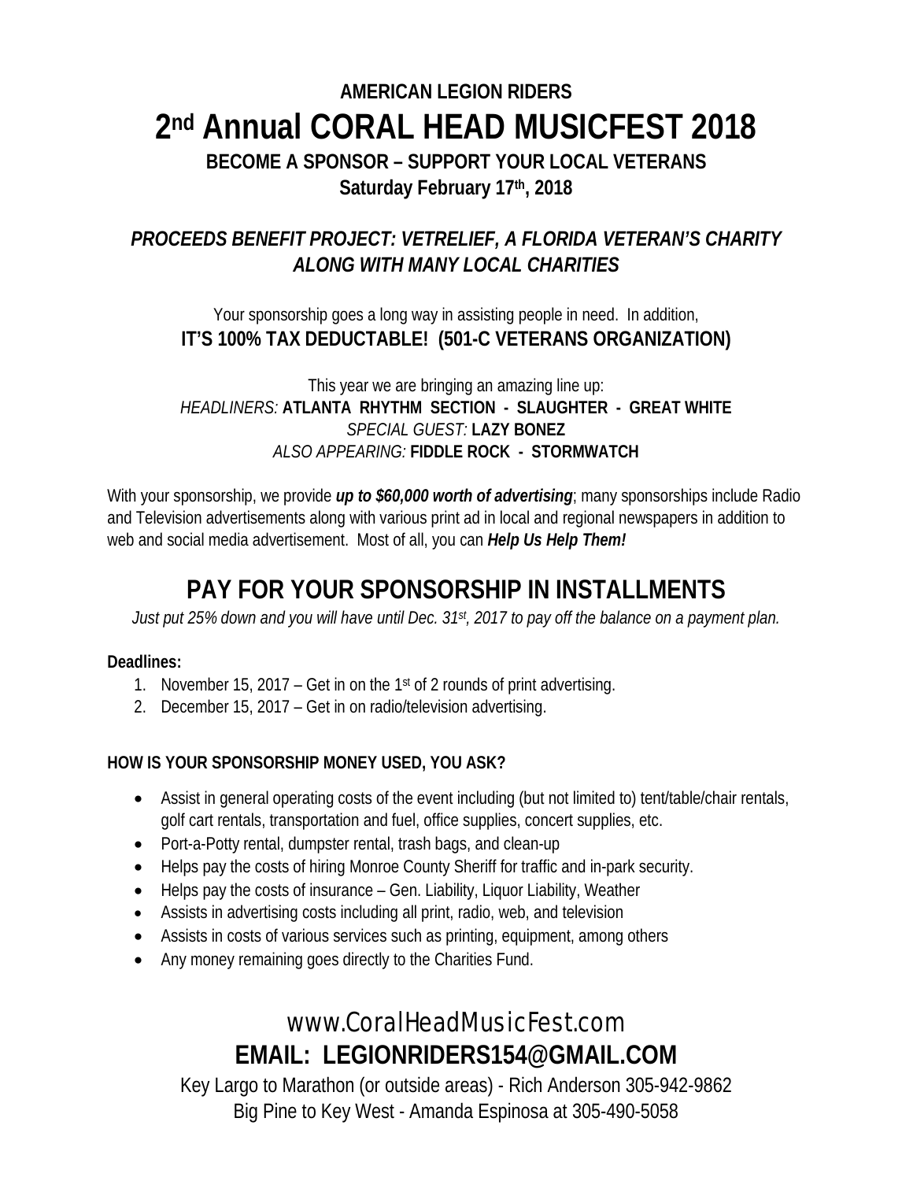**AMERICAN LEGION RIDERS**

# 2nd Annual CORAL HEAD MUSICFEST 2018

**BECOME A SPONSOR – SUPPORT YOUR LOCAL VETERANS**

**Saturday February 17th, 2018**

***PROCEEDS BENEFIT PROJECT: VETRELIEF, A FLORIDA VETERAN'S CHARITY ALONG WITH MANY LOCAL CHARITIES***

Your sponsorship goes a long way in assisting people in need. In addition,
**IT'S 100% TAX DEDUCTABLE! (501-C VETERANS ORGANIZATION)**

This year we are bringing an amazing line up:
*HEADLINERS:* **ATLANTA RHYTHM SECTION - SLAUGHTER - GREAT WHITE**
*SPECIAL GUEST:* **LAZY BONEZ**
*ALSO APPEARING:* **FIDDLE ROCK - STORMWATCH**

With your sponsorship, we provide ***up to $60,000 worth of advertising***; many sponsorships include Radio and Television advertisements along with various print ad in local and regional newspapers in addition to web and social media advertisement. Most of all, you can ***Help Us Help Them!***

## PAY FOR YOUR SPONSORSHIP IN INSTALLMENTS

*Just put 25% down and you will have until Dec. 31st, 2017 to pay off the balance on a payment plan.*

**Deadlines:**

1. November 15, 2017 – Get in on the 1st of 2 rounds of print advertising.
2. December 15, 2017 – Get in on radio/television advertising.

**HOW IS YOUR SPONSORSHIP MONEY USED, YOU ASK?**

- Assist in general operating costs of the event including (but not limited to) tent/table/chair rentals, golf cart rentals, transportation and fuel, office supplies, concert supplies, etc.
- Port-a-Potty rental, dumpster rental, trash bags, and clean-up
- Helps pay the costs of hiring Monroe County Sheriff for traffic and in-park security.
- Helps pay the costs of insurance – Gen. Liability, Liquor Liability, Weather
- Assists in advertising costs including all print, radio, web, and television
- Assists in costs of various services such as printing, equipment, among others
- Any money remaining goes directly to the Charities Fund.

## www.CoralHeadMusicFest.com

## EMAIL: LEGIONRIDERS154@GMAIL.COM

Key Largo to Marathon (or outside areas) - Rich Anderson 305-942-9862
Big Pine to Key West - Amanda Espinosa at 305-490-5058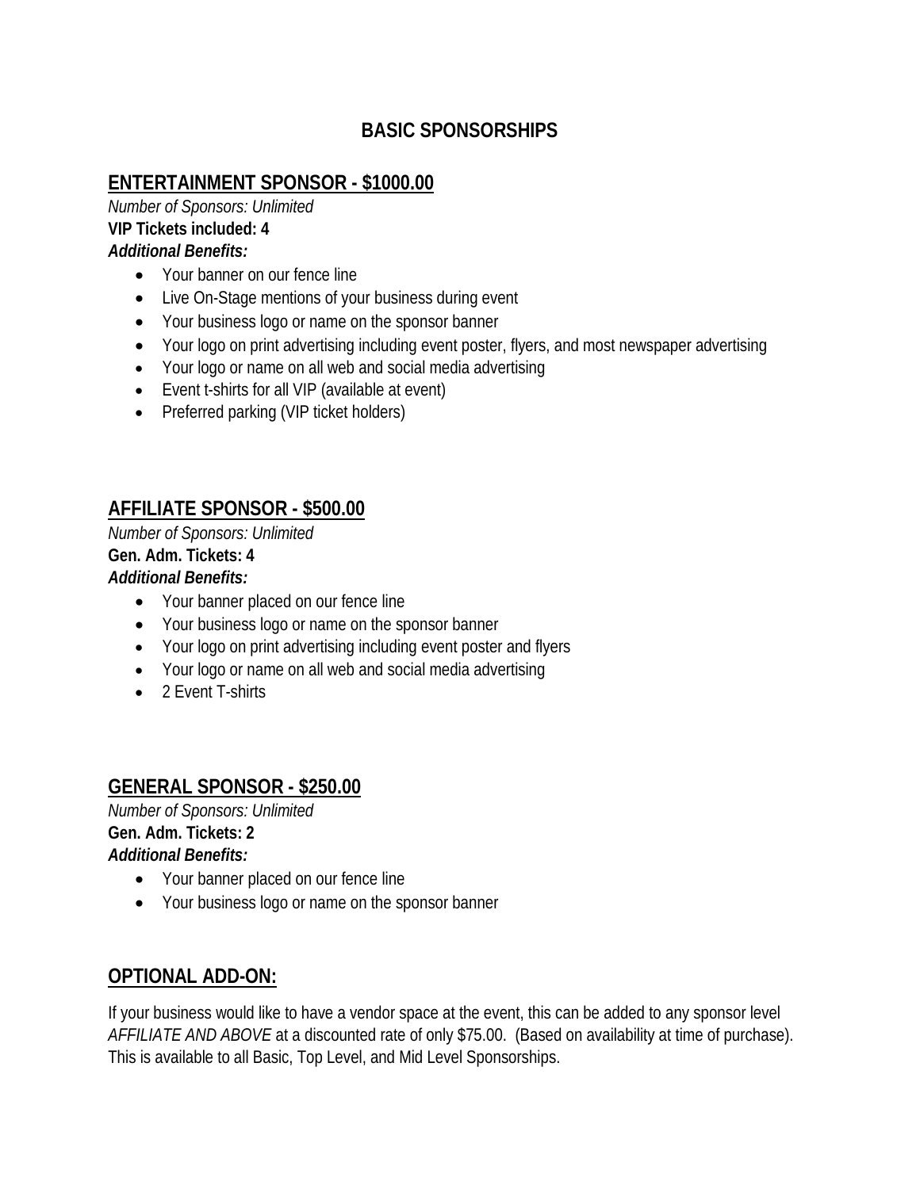# BASIC SPONSORSHIPS

## ENTERTAINMENT SPONSOR - $1000.00

*Number of Sponsors: Unlimited*
**VIP Tickets included: 4**
***Additional Benefits:***

- Your banner on our fence line
- Live On-Stage mentions of your business during event
- Your business logo or name on the sponsor banner
- Your logo on print advertising including event poster, flyers, and most newspaper advertising
- Your logo or name on all web and social media advertising
- Event t-shirts for all VIP (available at event)
- Preferred parking (VIP ticket holders)

## AFFILIATE SPONSOR - $500.00

*Number of Sponsors: Unlimited*
**Gen. Adm. Tickets: 4**
***Additional Benefits:***

- Your banner placed on our fence line
- Your business logo or name on the sponsor banner
- Your logo on print advertising including event poster and flyers
- Your logo or name on all web and social media advertising
- 2 Event T-shirts

## GENERAL SPONSOR - $250.00

*Number of Sponsors: Unlimited*
**Gen. Adm. Tickets: 2**
***Additional Benefits:***

- Your banner placed on our fence line
- Your business logo or name on the sponsor banner

## OPTIONAL ADD-ON:

If your business would like to have a vendor space at the event, this can be added to any sponsor level *AFFILIATE AND ABOVE* at a discounted rate of only $75.00. (Based on availability at time of purchase). This is available to all Basic, Top Level, and Mid Level Sponsorships.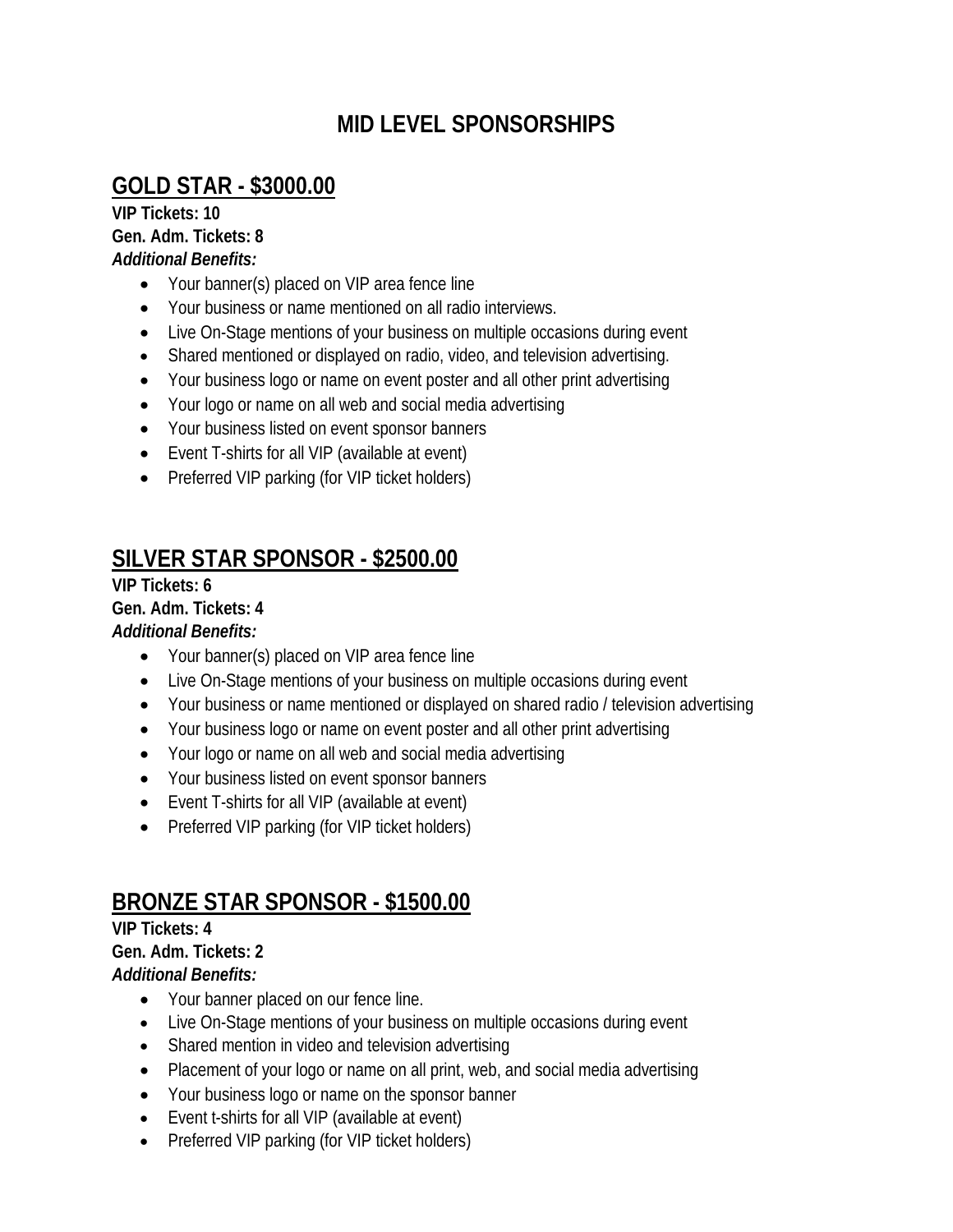# MID LEVEL SPONSORSHIPS

## GOLD STAR - $3000.00

**VIP Tickets: 10**
**Gen. Adm. Tickets: 8**
***Additional Benefits:***

- Your banner(s) placed on VIP area fence line
- Your business or name mentioned on all radio interviews.
- Live On-Stage mentions of your business on multiple occasions during event
- Shared mentioned or displayed on radio, video, and television advertising.
- Your business logo or name on event poster and all other print advertising
- Your logo or name on all web and social media advertising
- Your business listed on event sponsor banners
- Event T-shirts for all VIP (available at event)
- Preferred VIP parking (for VIP ticket holders)

## SILVER STAR SPONSOR - $2500.00

**VIP Tickets: 6**
**Gen. Adm. Tickets: 4**
***Additional Benefits:***

- Your banner(s) placed on VIP area fence line
- Live On-Stage mentions of your business on multiple occasions during event
- Your business or name mentioned or displayed on shared radio / television advertising
- Your business logo or name on event poster and all other print advertising
- Your logo or name on all web and social media advertising
- Your business listed on event sponsor banners
- Event T-shirts for all VIP (available at event)
- Preferred VIP parking (for VIP ticket holders)

## BRONZE STAR SPONSOR - $1500.00

**VIP Tickets: 4**
**Gen. Adm. Tickets: 2**
***Additional Benefits:***

- Your banner placed on our fence line.
- Live On-Stage mentions of your business on multiple occasions during event
- Shared mention in video and television advertising
- Placement of your logo or name on all print, web, and social media advertising
- Your business logo or name on the sponsor banner
- Event t-shirts for all VIP (available at event)
- Preferred VIP parking (for VIP ticket holders)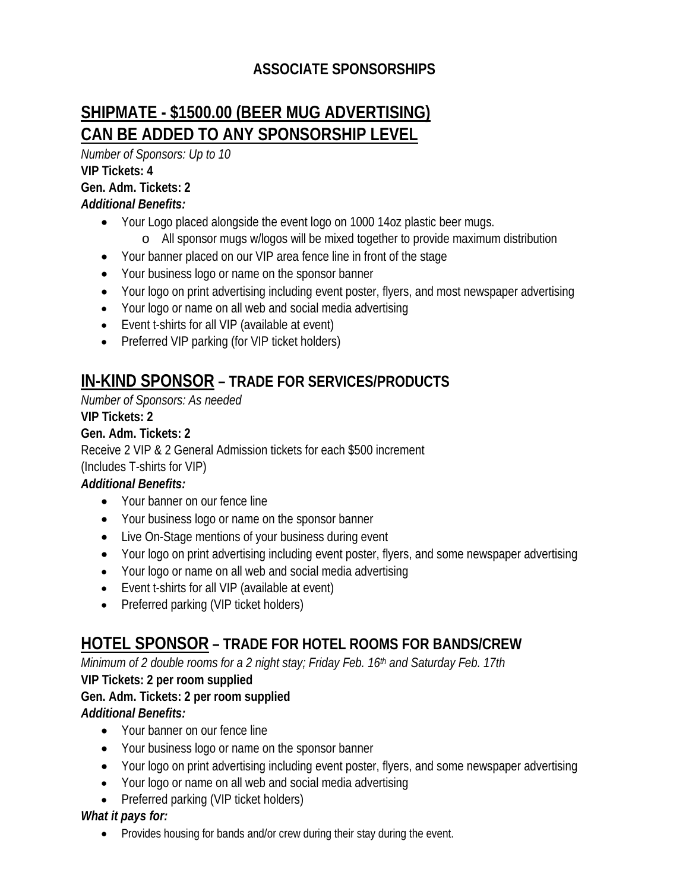## ASSOCIATE SPONSORSHIPS

## SHIPMATE - $1500.00 (BEER MUG ADVERTISING) CAN BE ADDED TO ANY SPONSORSHIP LEVEL

*Number of Sponsors: Up to 10*

**VIP Tickets: 4**

**Gen. Adm. Tickets: 2**

***Additional Benefits:***

- Your Logo placed alongside the event logo on 1000 14oz plastic beer mugs.
  - All sponsor mugs w/logos will be mixed together to provide maximum distribution
- Your banner placed on our VIP area fence line in front of the stage
- Your business logo or name on the sponsor banner
- Your logo on print advertising including event poster, flyers, and most newspaper advertising
- Your logo or name on all web and social media advertising
- Event t-shirts for all VIP (available at event)
- Preferred VIP parking (for VIP ticket holders)

## IN-KIND SPONSOR – TRADE FOR SERVICES/PRODUCTS

*Number of Sponsors: As needed*

**VIP Tickets: 2**

**Gen. Adm. Tickets: 2**

Receive 2 VIP & 2 General Admission tickets for each $500 increment

(Includes T-shirts for VIP)

***Additional Benefits:***

- Your banner on our fence line
- Your business logo or name on the sponsor banner
- Live On-Stage mentions of your business during event
- Your logo on print advertising including event poster, flyers, and some newspaper advertising
- Your logo or name on all web and social media advertising
- Event t-shirts for all VIP (available at event)
- Preferred parking (VIP ticket holders)

## HOTEL SPONSOR – TRADE FOR HOTEL ROOMS FOR BANDS/CREW

*Minimum of 2 double rooms for a 2 night stay; Friday Feb. 16th and Saturday Feb. 17th*

**VIP Tickets: 2 per room supplied**

**Gen. Adm. Tickets: 2 per room supplied**

***Additional Benefits:***

- Your banner on our fence line
- Your business logo or name on the sponsor banner
- Your logo on print advertising including event poster, flyers, and some newspaper advertising
- Your logo or name on all web and social media advertising
- Preferred parking (VIP ticket holders)

***What it pays for:***

- Provides housing for bands and/or crew during their stay during the event.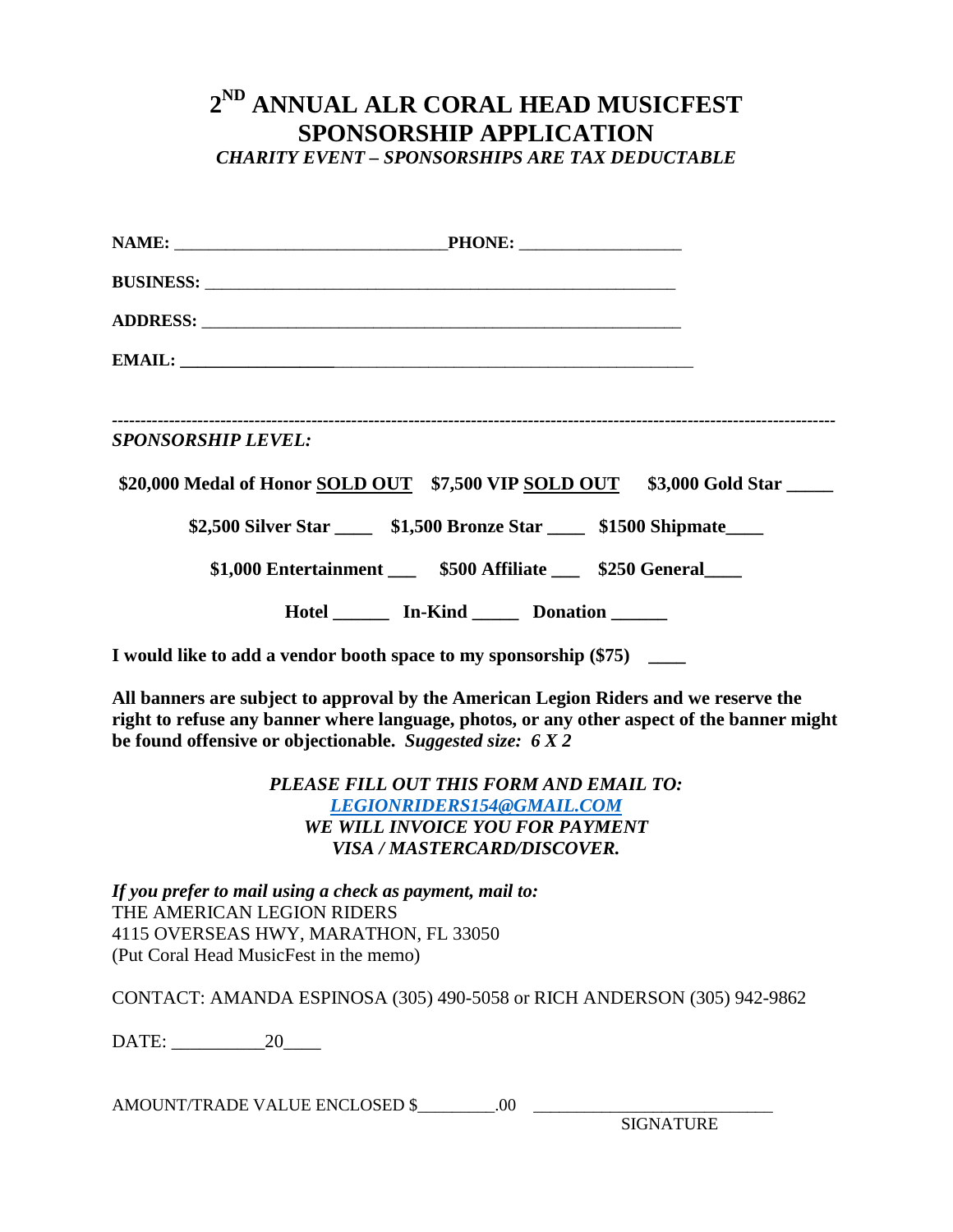# 2ND ANNUAL ALR CORAL HEAD MUSICFEST SPONSORSHIP APPLICATION

***CHARITY EVENT – SPONSORSHIPS ARE TAX DEDUCTABLE***

**NAME:** ______________________________ **PHONE:** __________________

**BUSINESS:** ______________________________________________________

**ADDRESS:** ______________________________________________________

**EMAIL:** _________________________________________________________

---

***SPONSORSHIP LEVEL:***

**$20,000 Medal of Honor SOLD OUT   $7,500 VIP SOLD OUT   $3,000 Gold Star _____**

**$2,500 Silver Star ____   $1,500 Bronze Star ____   $1500 Shipmate____**

**$1,000 Entertainment ___   $500 Affiliate ___   $250 General____**

**Hotel ______   In-Kind _____   Donation ______**

**I would like to add a vendor booth space to my sponsorship ($75) ____**

**All banners are subject to approval by the American Legion Riders and we reserve the right to refuse any banner where language, photos, or any other aspect of the banner might be found offensive or objectionable.** ***Suggested size: 6 X 2***

***PLEASE FILL OUT THIS FORM AND EMAIL TO:***
***LEGIONRIDERS154@GMAIL.COM***
***WE WILL INVOICE YOU FOR PAYMENT***
***VISA / MASTERCARD/DISCOVER.***

***If you prefer to mail using a check as payment, mail to:***
THE AMERICAN LEGION RIDERS
4115 OVERSEAS HWY, MARATHON, FL 33050
(Put Coral Head MusicFest in the memo)

CONTACT: AMANDA ESPINOSA (305) 490-5058 or RICH ANDERSON (305) 942-9862

DATE: __________20____

AMOUNT/TRADE VALUE ENCLOSED $_________.00   ___________________________
SIGNATURE